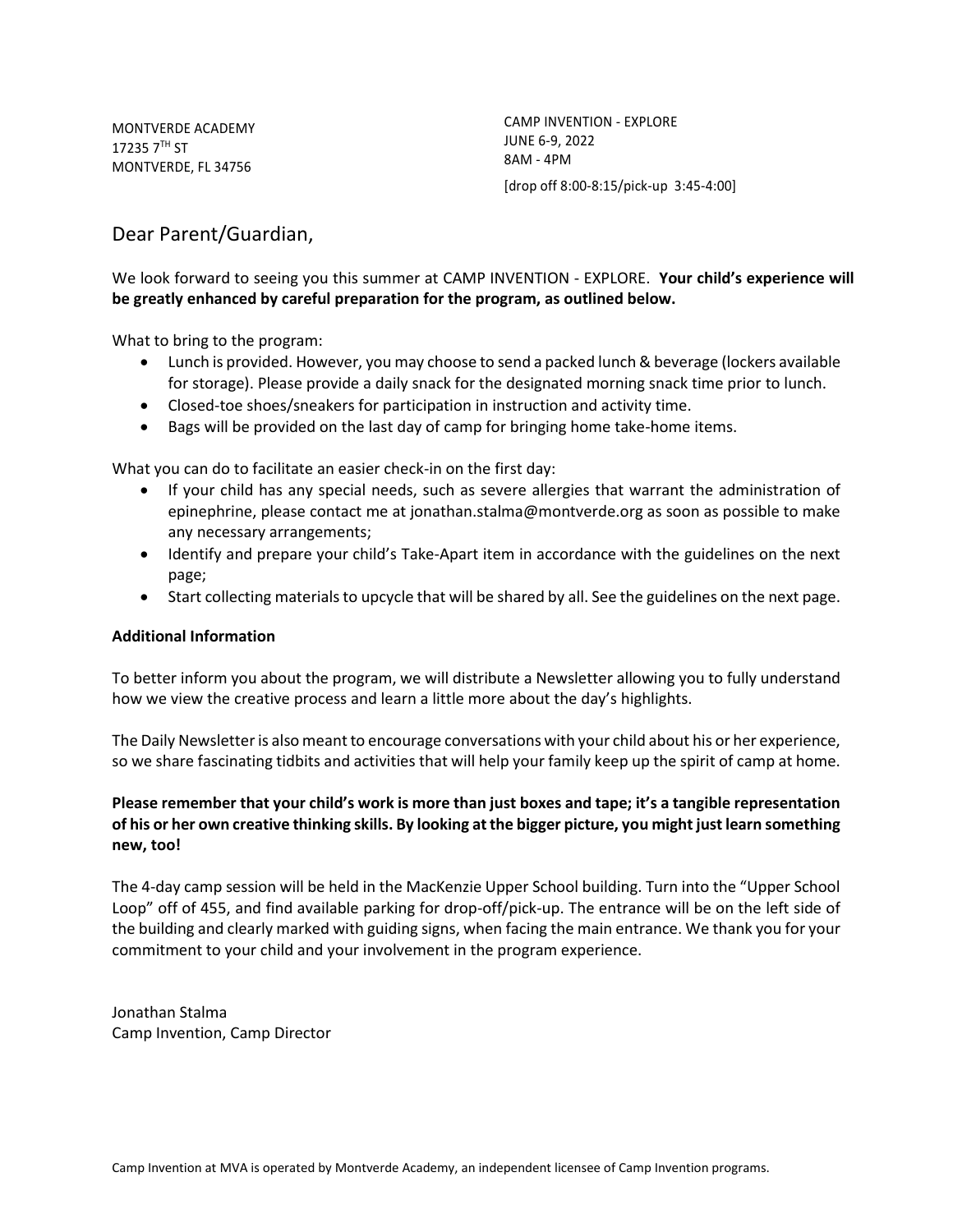MONTVERDE ACADEMY
17235 7TH ST
MONTVERDE, FL 34756

CAMP INVENTION - EXPLORE
JUNE 6-9, 2022
8AM - 4PM
[drop off 8:00-8:15/pick-up 3:45-4:00]

## Dear Parent/Guardian,

We look forward to seeing you this summer at CAMP INVENTION - EXPLORE. **Your child's experience will be greatly enhanced by careful preparation for the program, as outlined below.**

What to bring to the program:

- Lunch is provided. However, you may choose to send a packed lunch & beverage (lockers available for storage). Please provide a daily snack for the designated morning snack time prior to lunch.
- Closed-toe shoes/sneakers for participation in instruction and activity time.
- Bags will be provided on the last day of camp for bringing home take-home items.

What you can do to facilitate an easier check-in on the first day:

- If your child has any special needs, such as severe allergies that warrant the administration of epinephrine, please contact me at jonathan.stalma@montverde.org as soon as possible to make any necessary arrangements;
- Identify and prepare your child's Take-Apart item in accordance with the guidelines on the next page;
- Start collecting materials to upcycle that will be shared by all. See the guidelines on the next page.

**Additional Information**

To better inform you about the program, we will distribute a Newsletter allowing you to fully understand how we view the creative process and learn a little more about the day's highlights.

The Daily Newsletter is also meant to encourage conversations with your child about his or her experience, so we share fascinating tidbits and activities that will help your family keep up the spirit of camp at home.

**Please remember that your child's work is more than just boxes and tape; it's a tangible representation of his or her own creative thinking skills. By looking at the bigger picture, you might just learn something new, too!**

The 4-day camp session will be held in the MacKenzie Upper School building. Turn into the "Upper School Loop" off of 455, and find available parking for drop-off/pick-up. The entrance will be on the left side of the building and clearly marked with guiding signs, when facing the main entrance. We thank you for your commitment to your child and your involvement in the program experience.

Jonathan Stalma
Camp Invention, Camp Director

Camp Invention at MVA is operated by Montverde Academy, an independent licensee of Camp Invention programs.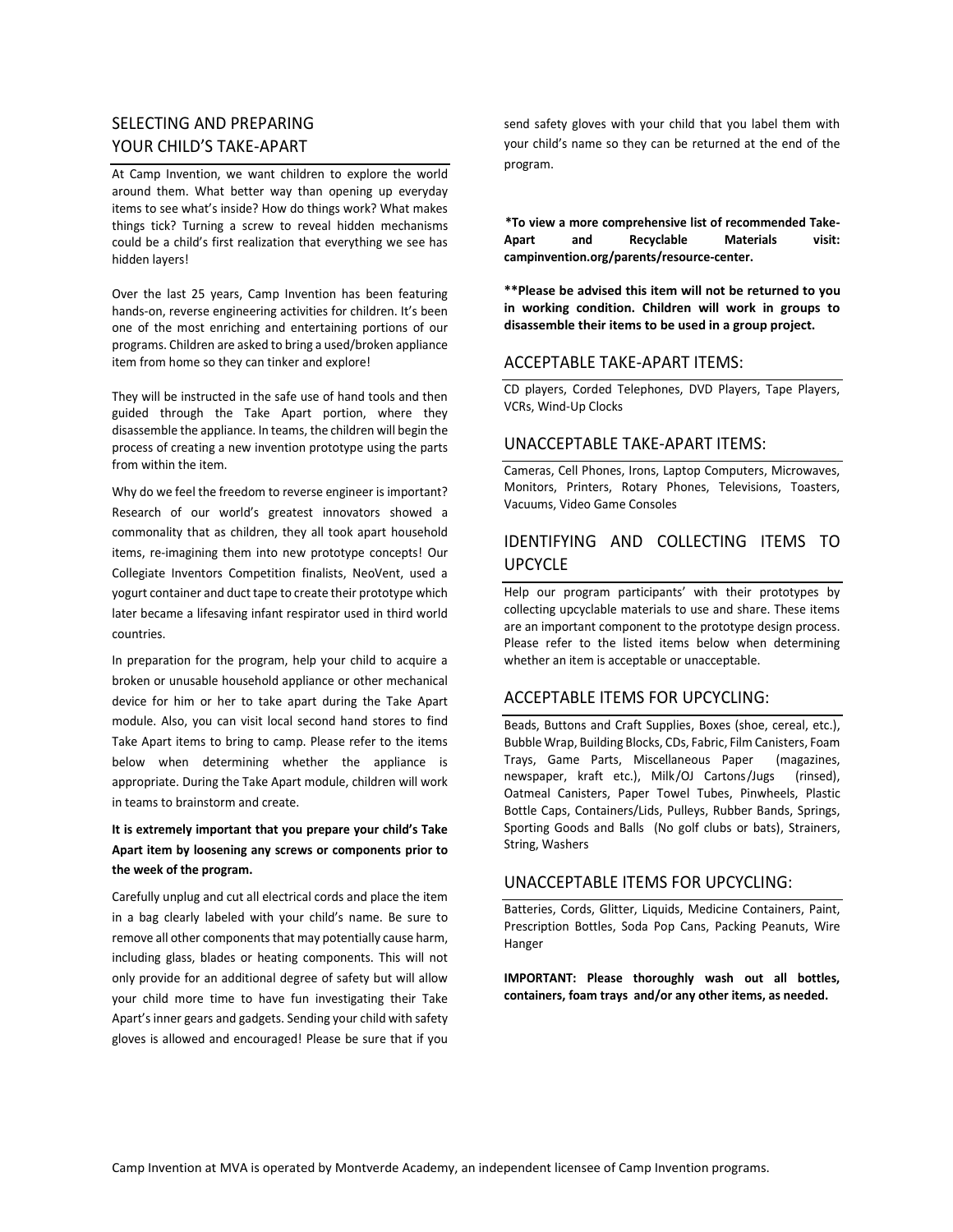## SELECTING AND PREPARING YOUR CHILD'S TAKE-APART

At Camp Invention, we want children to explore the world around them. What better way than opening up everyday items to see what's inside? How do things work? What makes things tick? Turning a screw to reveal hidden mechanisms could be a child's first realization that everything we see has hidden layers!

Over the last 25 years, Camp Invention has been featuring hands-on, reverse engineering activities for children. It's been one of the most enriching and entertaining portions of our programs. Children are asked to bring a used/broken appliance item from home so they can tinker and explore!

They will be instructed in the safe use of hand tools and then guided through the Take Apart portion, where they disassemble the appliance. In teams, the children will begin the process of creating a new invention prototype using the parts from within the item.

Why do we feel the freedom to reverse engineer is important? Research of our world's greatest innovators showed a commonality that as children, they all took apart household items, re-imagining them into new prototype concepts! Our Collegiate Inventors Competition finalists, NeoVent, used a yogurt container and duct tape to create their prototype which later became a lifesaving infant respirator used in third world countries.

In preparation for the program, help your child to acquire a broken or unusable household appliance or other mechanical device for him or her to take apart during the Take Apart module. Also, you can visit local second hand stores to find Take Apart items to bring to camp. Please refer to the items below when determining whether the appliance is appropriate. During the Take Apart module, children will work in teams to brainstorm and create.

**It is extremely important that you prepare your child's Take Apart item by loosening any screws or components prior to the week of the program.**

Carefully unplug and cut all electrical cords and place the item in a bag clearly labeled with your child's name. Be sure to remove all other components that may potentially cause harm, including glass, blades or heating components. This will not only provide for an additional degree of safety but will allow your child more time to have fun investigating their Take Apart's inner gears and gadgets. Sending your child with safety gloves is allowed and encouraged! Please be sure that if you send safety gloves with your child that you label them with your child's name so they can be returned at the end of the program.

**\*To view a more comprehensive list of recommended Take-Apart and Recyclable Materials visit: campinvention.org/parents/resource-center.**

**\*\*Please be advised this item will not be returned to you in working condition. Children will work in groups to disassemble their items to be used in a group project.**

### ACCEPTABLE TAKE-APART ITEMS:

CD players, Corded Telephones, DVD Players, Tape Players, VCRs, Wind-Up Clocks

### UNACCEPTABLE TAKE-APART ITEMS:

Cameras, Cell Phones, Irons, Laptop Computers, Microwaves, Monitors, Printers, Rotary Phones, Televisions, Toasters, Vacuums, Video Game Consoles

## IDENTIFYING AND COLLECTING ITEMS TO UPCYCLE

Help our program participants' with their prototypes by collecting upcyclable materials to use and share. These items are an important component to the prototype design process. Please refer to the listed items below when determining whether an item is acceptable or unacceptable.

### ACCEPTABLE ITEMS FOR UPCYCLING:

Beads, Buttons and Craft Supplies, Boxes (shoe, cereal, etc.), Bubble Wrap, Building Blocks, CDs, Fabric, Film Canisters, Foam Trays, Game Parts, Miscellaneous Paper (magazines, newspaper, kraft etc.), Milk/OJ Cartons/Jugs (rinsed), Oatmeal Canisters, Paper Towel Tubes, Pinwheels, Plastic Bottle Caps, Containers/Lids, Pulleys, Rubber Bands, Springs, Sporting Goods and Balls (No golf clubs or bats), Strainers, String, Washers

### UNACCEPTABLE ITEMS FOR UPCYCLING:

Batteries, Cords, Glitter, Liquids, Medicine Containers, Paint, Prescription Bottles, Soda Pop Cans, Packing Peanuts, Wire Hanger

**IMPORTANT: Please thoroughly wash out all bottles, containers, foam trays and/or any other items, as needed.**

Camp Invention at MVA is operated by Montverde Academy, an independent licensee of Camp Invention programs.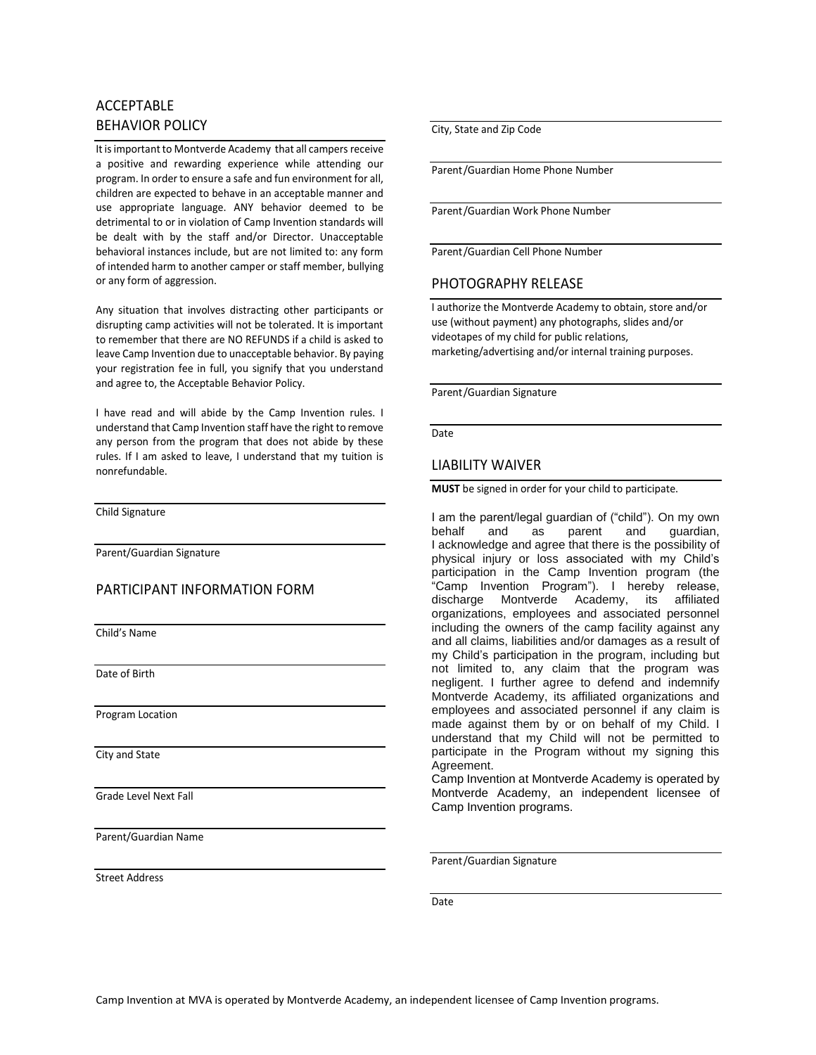## ACCEPTABLE BEHAVIOR POLICY

It is important to Montverde Academy that all campers receive a positive and rewarding experience while attending our program. In order to ensure a safe and fun environment for all, children are expected to behave in an acceptable manner and use appropriate language. ANY behavior deemed to be detrimental to or in violation of Camp Invention standards will be dealt with by the staff and/or Director. Unacceptable behavioral instances include, but are not limited to: any form of intended harm to another camper or staff member, bullying or any form of aggression.

Any situation that involves distracting other participants or disrupting camp activities will not be tolerated. It is important to remember that there are NO REFUNDS if a child is asked to leave Camp Invention due to unacceptable behavior. By paying your registration fee in full, you signify that you understand and agree to, the Acceptable Behavior Policy.

I have read and will abide by the Camp Invention rules. I understand that Camp Invention staff have the right to remove any person from the program that does not abide by these rules. If I am asked to leave, I understand that my tuition is nonrefundable.

Child Signature

Parent/Guardian Signature

## PARTICIPANT INFORMATION FORM

Child's Name

Date of Birth

Program Location

City and State

Grade Level Next Fall

Parent/Guardian Name

Street Address

City, State and Zip Code

Parent/Guardian Home Phone Number

Parent/Guardian Work Phone Number

Parent/Guardian Cell Phone Number

## PHOTOGRAPHY RELEASE

I authorize the Montverde Academy to obtain, store and/or use (without payment) any photographs, slides and/or videotapes of my child for public relations, marketing/advertising and/or internal training purposes.

Parent/Guardian Signature

Date

## LIABILITY WAIVER

**MUST** be signed in order for your child to participate.

I am the parent/legal guardian of ("child"). On my own behalf and as parent and guardian, I acknowledge and agree that there is the possibility of physical injury or loss associated with my Child's participation in the Camp Invention program (the "Camp Invention Program"). I hereby release, discharge Montverde Academy, its affiliated organizations, employees and associated personnel including the owners of the camp facility against any and all claims, liabilities and/or damages as a result of my Child's participation in the program, including but not limited to, any claim that the program was negligent. I further agree to defend and indemnify Montverde Academy, its affiliated organizations and employees and associated personnel if any claim is made against them by or on behalf of my Child. I understand that my Child will not be permitted to participate in the Program without my signing this Agreement.

Camp Invention at Montverde Academy is operated by Montverde Academy, an independent licensee of Camp Invention programs.

Parent/Guardian Signature

Date

Camp Invention at MVA is operated by Montverde Academy, an independent licensee of Camp Invention programs.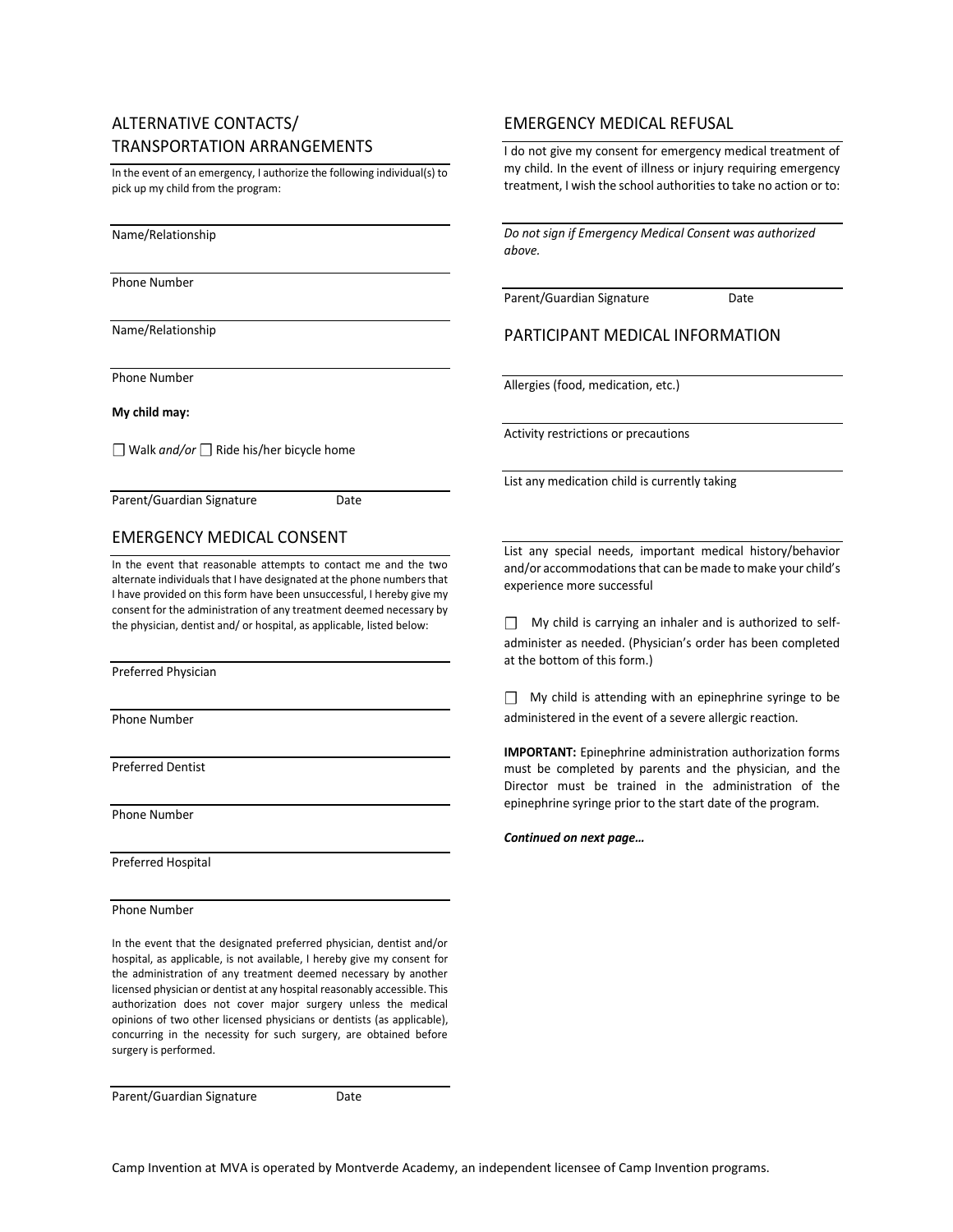## ALTERNATIVE CONTACTS/ TRANSPORTATION ARRANGEMENTS

In the event of an emergency, I authorize the following individual(s) to pick up my child from the program:

Name/Relationship

Phone Number

Name/Relationship

Phone Number

**My child may:**

☐ Walk *and/or* ☐ Ride his/her bicycle home

Parent/Guardian Signature Date

## EMERGENCY MEDICAL CONSENT

In the event that reasonable attempts to contact me and the two alternate individuals that I have designated at the phone numbers that I have provided on this form have been unsuccessful, I hereby give my consent for the administration of any treatment deemed necessary by the physician, dentist and/ or hospital, as applicable, listed below:

Preferred Physician

Phone Number

Preferred Dentist

Phone Number

Preferred Hospital

Phone Number

In the event that the designated preferred physician, dentist and/or hospital, as applicable, is not available, I hereby give my consent for the administration of any treatment deemed necessary by another licensed physician or dentist at any hospital reasonably accessible. This authorization does not cover major surgery unless the medical opinions of two other licensed physicians or dentists (as applicable), concurring in the necessity for such surgery, are obtained before surgery is performed.

Parent/Guardian Signature Date

## EMERGENCY MEDICAL REFUSAL

I do not give my consent for emergency medical treatment of my child. In the event of illness or injury requiring emergency treatment, I wish the school authorities to take no action or to:

*Do not sign if Emergency Medical Consent was authorized above.*

Parent/Guardian Signature Date

## PARTICIPANT MEDICAL INFORMATION

Allergies (food, medication, etc.)

Activity restrictions or precautions

List any medication child is currently taking

List any special needs, important medical history/behavior and/or accommodations that can be made to make your child's experience more successful

☐ My child is carrying an inhaler and is authorized to self-administer as needed. (Physician's order has been completed at the bottom of this form.)

☐ My child is attending with an epinephrine syringe to be administered in the event of a severe allergic reaction.

**IMPORTANT:** Epinephrine administration authorization forms must be completed by parents and the physician, and the Director must be trained in the administration of the epinephrine syringe prior to the start date of the program.

***Continued on next page…***

Camp Invention at MVA is operated by Montverde Academy, an independent licensee of Camp Invention programs.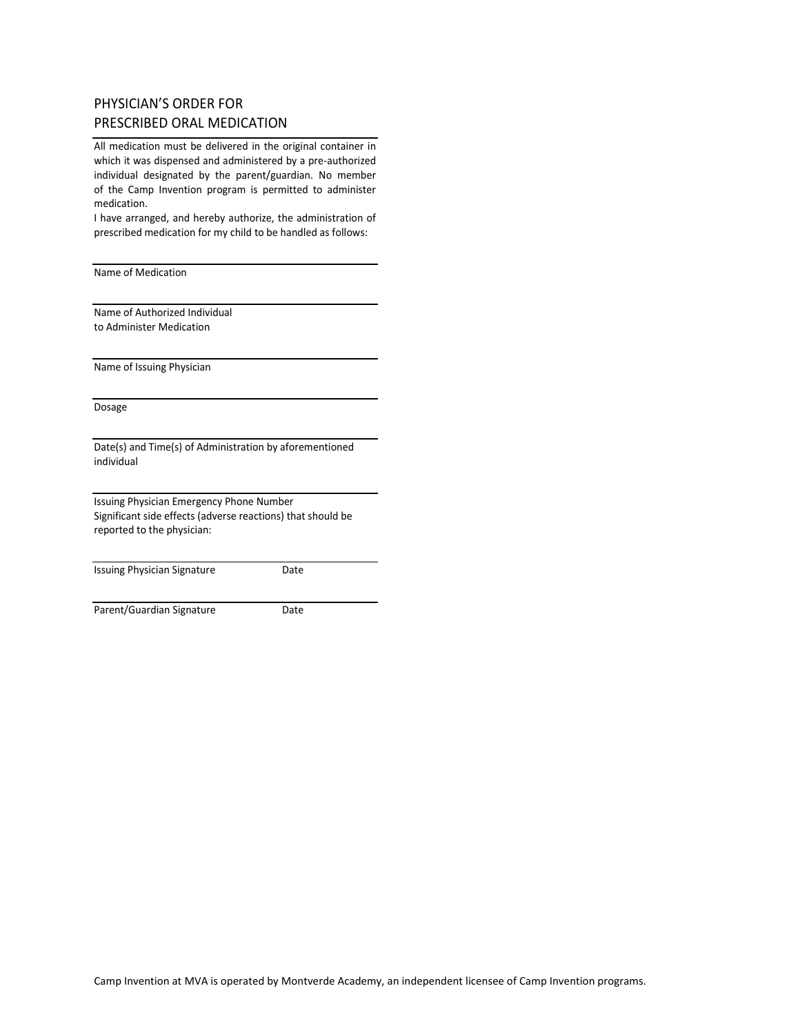## PHYSICIAN'S ORDER FOR PRESCRIBED ORAL MEDICATION

All medication must be delivered in the original container in which it was dispensed and administered by a pre-authorized individual designated by the parent/guardian. No member of the Camp Invention program is permitted to administer medication.

I have arranged, and hereby authorize, the administration of prescribed medication for my child to be handled as follows:

______________________________

Name of Medication

______________________________

Name of Authorized Individual to Administer Medication

______________________________

Name of Issuing Physician

______________________________

Dosage

______________________________

Date(s) and Time(s) of Administration by aforementioned individual

______________________________

Issuing Physician Emergency Phone Number

Significant side effects (adverse reactions) that should be reported to the physician:

______________________________

Issuing Physician Signature Date

______________________________

Parent/Guardian Signature Date

Camp Invention at MVA is operated by Montverde Academy, an independent licensee of Camp Invention programs.